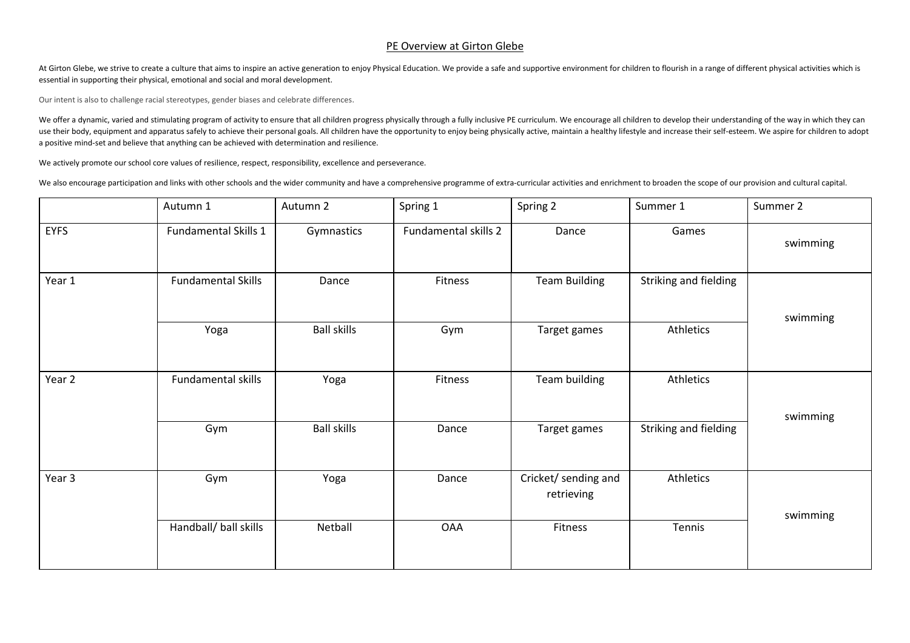# PE Overview at Girton Glebe

At Girton Glebe, we strive to create a culture that aims to inspire an active generation to enjoy Physical Education. We provide a safe and supportive environment for children to flourish in a range of different physical activities which is essential in supporting their physical, emotional and social and moral development.

Our intent is also to challenge racial stereotypes, gender biases and celebrate differences.

We offer a dynamic, varied and stimulating program of activity to ensure that all children progress physically through a fully inclusive PE curriculum. We encourage all children to develop their understanding of the way in which they can use their body, equipment and apparatus safely to achieve their personal goals. All children have the opportunity to enjoy being physically active, maintain a healthy lifestyle and increase their self-esteem. We aspire for children to adopt a positive mind-set and believe that anything can be achieved with determination and resilience.

We actively promote our school core values of resilience, respect, responsibility, excellence and perseverance.

We also encourage participation and links with other schools and the wider community and have a comprehensive programme of extra-curricular activities and enrichment to broaden the scope of our provision and cultural capital.

| | Autumn 1 | Autumn 2 | Spring 1 | Spring 2 | Summer 1 | Summer 2 |
|---|---|---|---|---|---|---|
| EYFS | Fundamental Skills 1 | Gymnastics | Fundamental skills 2 | Dance | Games | swimming |
| Year 1 | Fundamental Skills | Dance | Fitness | Team Building | Striking and fielding | swimming |
| | Yoga | Ball skills | Gym | Target games | Athletics | |
| Year 2 | Fundamental skills | Yoga | Fitness | Team building | Athletics | swimming |
| | Gym | Ball skills | Dance | Target games | Striking and fielding | |
| Year 3 | Gym | Yoga | Dance | Cricket/ sending and retrieving | Athletics | swimming |
| | Handball/ ball skills | Netball | OAA | Fitness | Tennis | |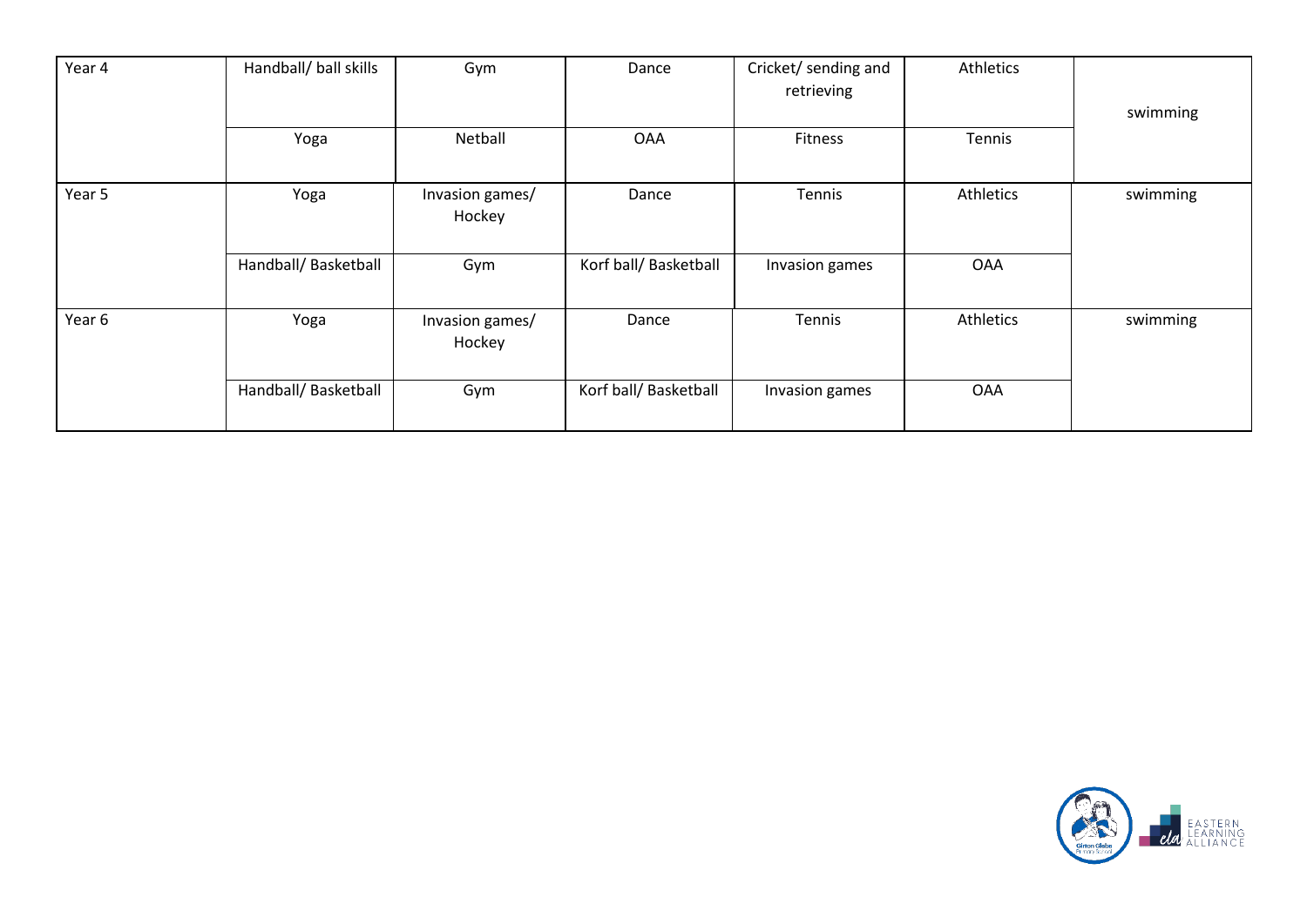| | | | | | | |
|---|---|---|---|---|---|---|
| Year 4 | Handball/ ball skills | Gym | Dance | Cricket/ sending and retrieving | Athletics | swimming |
| | Yoga | Netball | OAA | Fitness | Tennis | |
| Year 5 | Yoga | Invasion games/ Hockey | Dance | Tennis | Athletics | swimming |
| | Handball/ Basketball | Gym | Korf ball/ Basketball | Invasion games | OAA | |
| Year 6 | Yoga | Invasion games/ Hockey | Dance | Tennis | Athletics | swimming |
| | Handball/ Basketball | Gym | Korf ball/ Basketball | Invasion games | OAA | |